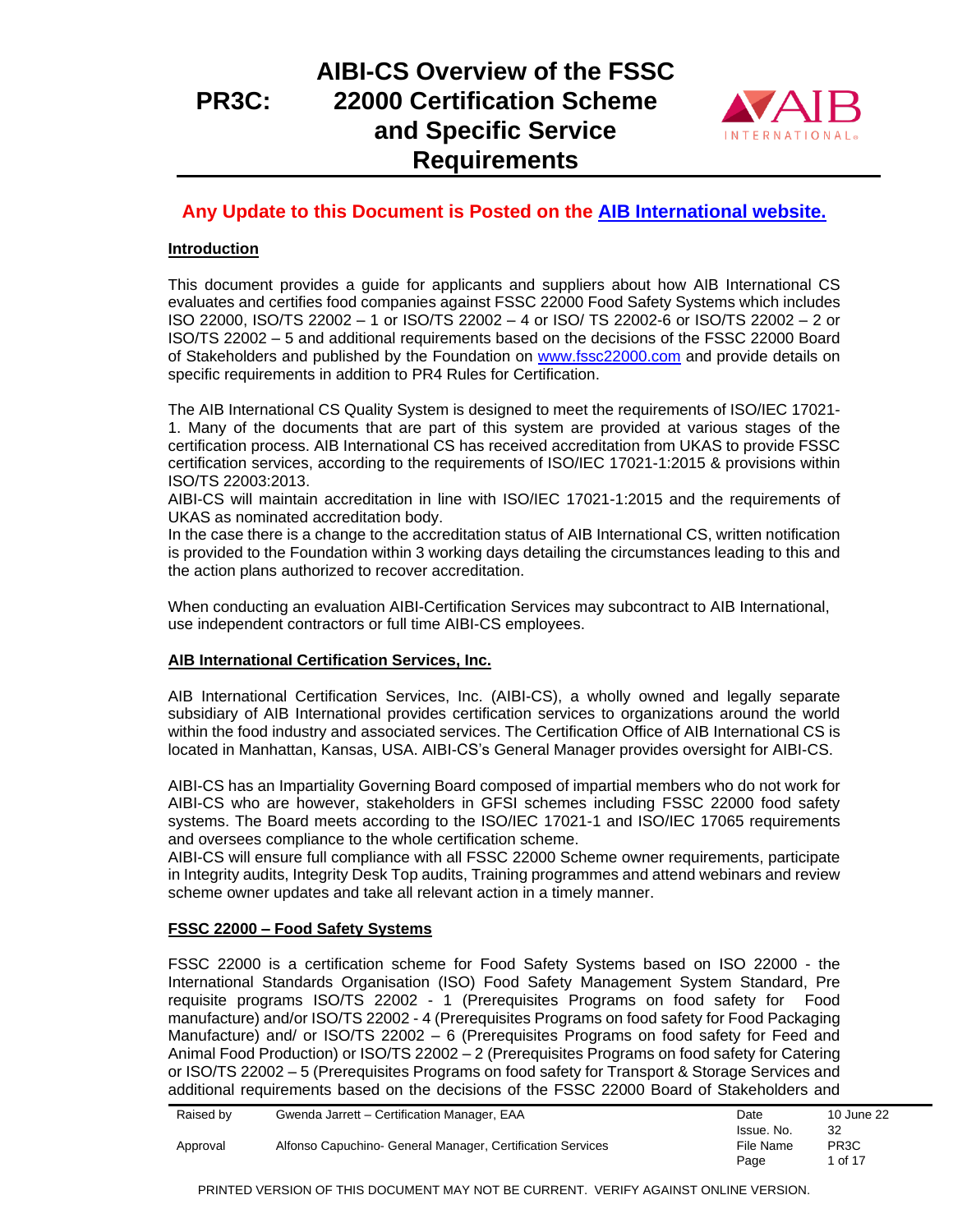# PR3C: AIBI-CS Overview of the FSSC 22000 Certification Scheme and Specific Service Requirements

**Any Update to this Document is Posted on the [AIB International website.]()**

## Introduction

This document provides a guide for applicants and suppliers about how AIB International CS evaluates and certifies food companies against FSSC 22000 Food Safety Systems which includes ISO 22000, ISO/TS 22002 – 1 or ISO/TS 22002 – 4 or ISO/ TS 22002-6 or ISO/TS 22002 – 2 or ISO/TS 22002 – 5 and additional requirements based on the decisions of the FSSC 22000 Board of Stakeholders and published by the Foundation on www.fssc22000.com and provide details on specific requirements in addition to PR4 Rules for Certification.

The AIB International CS Quality System is designed to meet the requirements of ISO/IEC 17021-1. Many of the documents that are part of this system are provided at various stages of the certification process. AIB International CS has received accreditation from UKAS to provide FSSC certification services, according to the requirements of ISO/IEC 17021-1:2015 & provisions within ISO/TS 22003:2013.
AIBI-CS will maintain accreditation in line with ISO/IEC 17021-1:2015 and the requirements of UKAS as nominated accreditation body.
In the case there is a change to the accreditation status of AIB International CS, written notification is provided to the Foundation within 3 working days detailing the circumstances leading to this and the action plans authorized to recover accreditation.

When conducting an evaluation AIBI-Certification Services may subcontract to AIB International, use independent contractors or full time AIBI-CS employees.

## AIB International Certification Services, Inc.

AIB International Certification Services, Inc. (AIBI-CS), a wholly owned and legally separate subsidiary of AIB International provides certification services to organizations around the world within the food industry and associated services. The Certification Office of AIB International CS is located in Manhattan, Kansas, USA. AIBI-CS's General Manager provides oversight for AIBI-CS.

AIBI-CS has an Impartiality Governing Board composed of impartial members who do not work for AIBI-CS who are however, stakeholders in GFSI schemes including FSSC 22000 food safety systems. The Board meets according to the ISO/IEC 17021-1 and ISO/IEC 17065 requirements and oversees compliance to the whole certification scheme.
AIBI-CS will ensure full compliance with all FSSC 22000 Scheme owner requirements, participate in Integrity audits, Integrity Desk Top audits, Training programmes and attend webinars and review scheme owner updates and take all relevant action in a timely manner.

## FSSC 22000 – Food Safety Systems

FSSC 22000 is a certification scheme for Food Safety Systems based on ISO 22000 - the International Standards Organisation (ISO) Food Safety Management System Standard, Pre requisite programs ISO/TS 22002 - 1 (Prerequisites Programs on food safety for Food manufacture) and/or ISO/TS 22002 - 4 (Prerequisites Programs on food safety for Food Packaging Manufacture) and/ or ISO/TS 22002 – 6 (Prerequisites Programs on food safety for Feed and Animal Food Production) or ISO/TS 22002 – 2 (Prerequisites Programs on food safety for Catering or ISO/TS 22002 – 5 (Prerequisites Programs on food safety for Transport & Storage Services and additional requirements based on the decisions of the FSSC 22000 Board of Stakeholders and

| Raised by | Gwenda Jarrett – Certification Manager, EAA | Date | 10 June 22 |
|---|---|---|---|
| | | Issue. No. | 32 |
| Approval | Alfonso Capuchino- General Manager, Certification Services | File Name | PR3C |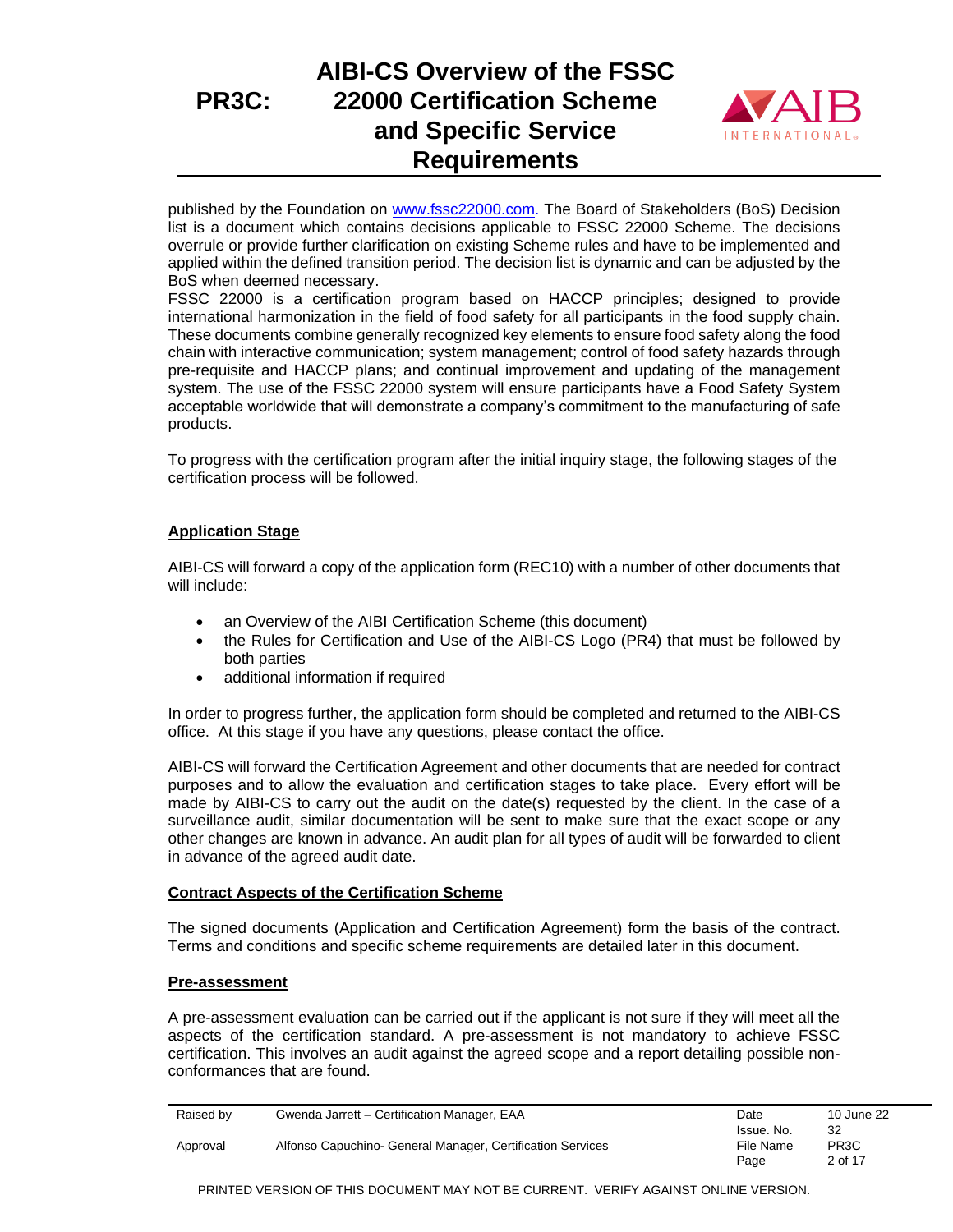published by the Foundation on www.fssc22000.com. The Board of Stakeholders (BoS) Decision list is a document which contains decisions applicable to FSSC 22000 Scheme. The decisions overrule or provide further clarification on existing Scheme rules and have to be implemented and applied within the defined transition period. The decision list is dynamic and can be adjusted by the BoS when deemed necessary.

FSSC 22000 is a certification program based on HACCP principles; designed to provide international harmonization in the field of food safety for all participants in the food supply chain. These documents combine generally recognized key elements to ensure food safety along the food chain with interactive communication; system management; control of food safety hazards through pre-requisite and HACCP plans; and continual improvement and updating of the management system. The use of the FSSC 22000 system will ensure participants have a Food Safety System acceptable worldwide that will demonstrate a company's commitment to the manufacturing of safe products.

To progress with the certification program after the initial inquiry stage, the following stages of the certification process will be followed.

## Application Stage

AIBI-CS will forward a copy of the application form (REC10) with a number of other documents that will include:

- an Overview of the AIBI Certification Scheme (this document)
- the Rules for Certification and Use of the AIBI-CS Logo (PR4) that must be followed by both parties
- additional information if required

In order to progress further, the application form should be completed and returned to the AIBI-CS office. At this stage if you have any questions, please contact the office.

AIBI-CS will forward the Certification Agreement and other documents that are needed for contract purposes and to allow the evaluation and certification stages to take place. Every effort will be made by AIBI-CS to carry out the audit on the date(s) requested by the client. In the case of a surveillance audit, similar documentation will be sent to make sure that the exact scope or any other changes are known in advance. An audit plan for all types of audit will be forwarded to client in advance of the agreed audit date.

## Contract Aspects of the Certification Scheme

The signed documents (Application and Certification Agreement) form the basis of the contract. Terms and conditions and specific scheme requirements are detailed later in this document.

## Pre-assessment

A pre-assessment evaluation can be carried out if the applicant is not sure if they will meet all the aspects of the certification standard. A pre-assessment is not mandatory to achieve FSSC certification. This involves an audit against the agreed scope and a report detailing possible non-conformances that are found.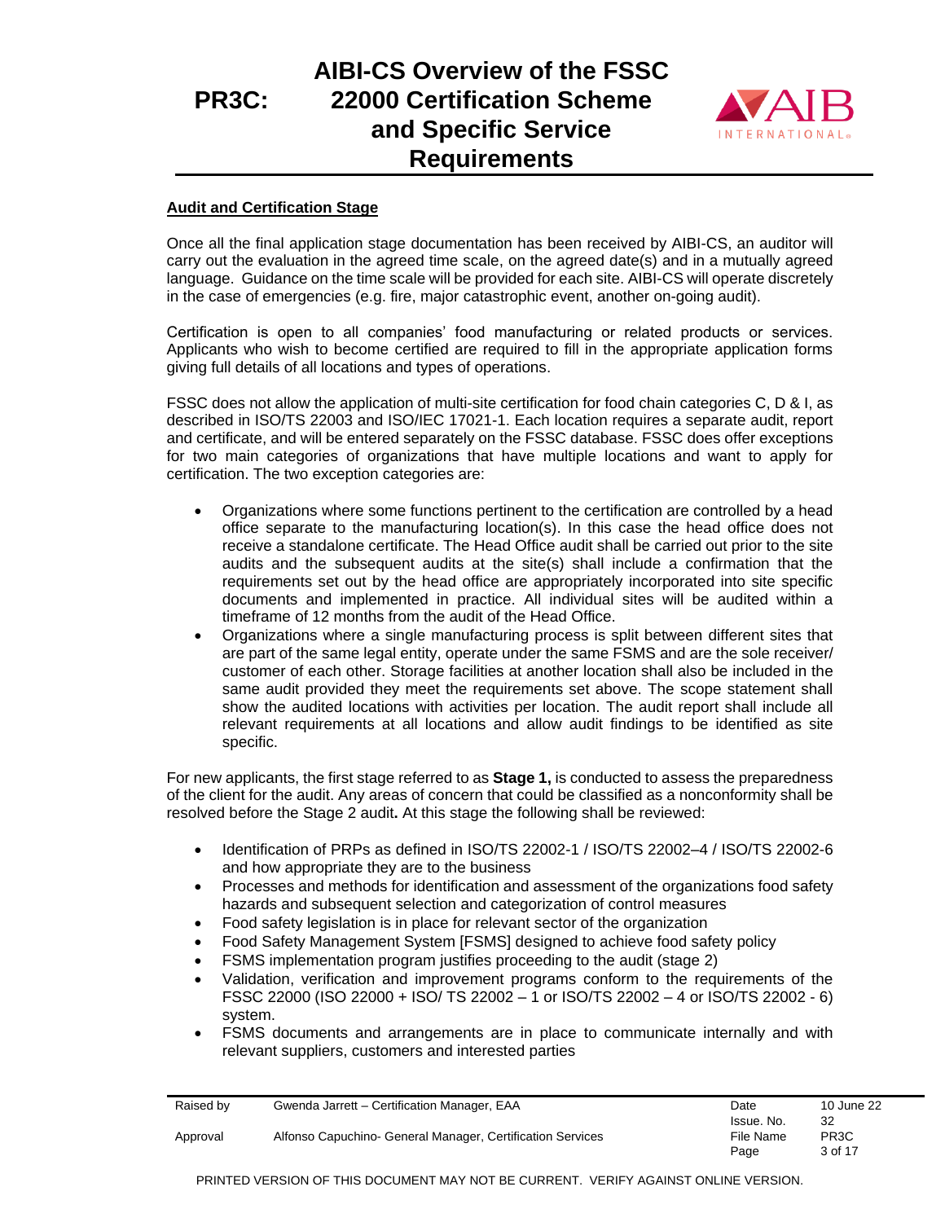## Audit and Certification Stage

Once all the final application stage documentation has been received by AIBI-CS, an auditor will carry out the evaluation in the agreed time scale, on the agreed date(s) and in a mutually agreed language. Guidance on the time scale will be provided for each site. AIBI-CS will operate discretely in the case of emergencies (e.g. fire, major catastrophic event, another on-going audit).

Certification is open to all companies' food manufacturing or related products or services. Applicants who wish to become certified are required to fill in the appropriate application forms giving full details of all locations and types of operations.

FSSC does not allow the application of multi-site certification for food chain categories C, D & I, as described in ISO/TS 22003 and ISO/IEC 17021-1. Each location requires a separate audit, report and certificate, and will be entered separately on the FSSC database. FSSC does offer exceptions for two main categories of organizations that have multiple locations and want to apply for certification. The two exception categories are:

- Organizations where some functions pertinent to the certification are controlled by a head office separate to the manufacturing location(s). In this case the head office does not receive a standalone certificate. The Head Office audit shall be carried out prior to the site audits and the subsequent audits at the site(s) shall include a confirmation that the requirements set out by the head office are appropriately incorporated into site specific documents and implemented in practice. All individual sites will be audited within a timeframe of 12 months from the audit of the Head Office.
- Organizations where a single manufacturing process is split between different sites that are part of the same legal entity, operate under the same FSMS and are the sole receiver/ customer of each other. Storage facilities at another location shall also be included in the same audit provided they meet the requirements set above. The scope statement shall show the audited locations with activities per location. The audit report shall include all relevant requirements at all locations and allow audit findings to be identified as site specific.

For new applicants, the first stage referred to as **Stage 1,** is conducted to assess the preparedness of the client for the audit. Any areas of concern that could be classified as a nonconformity shall be resolved before the Stage 2 audit**.** At this stage the following shall be reviewed:

- Identification of PRPs as defined in ISO/TS 22002-1 / ISO/TS 22002–4 / ISO/TS 22002-6 and how appropriate they are to the business
- Processes and methods for identification and assessment of the organizations food safety hazards and subsequent selection and categorization of control measures
- Food safety legislation is in place for relevant sector of the organization
- Food Safety Management System [FSMS] designed to achieve food safety policy
- FSMS implementation program justifies proceeding to the audit (stage 2)
- Validation, verification and improvement programs conform to the requirements of the FSSC 22000 (ISO 22000 + ISO/ TS 22002 – 1 or ISO/TS 22002 – 4 or ISO/TS 22002 - 6) system.
- FSMS documents and arrangements are in place to communicate internally and with relevant suppliers, customers and interested parties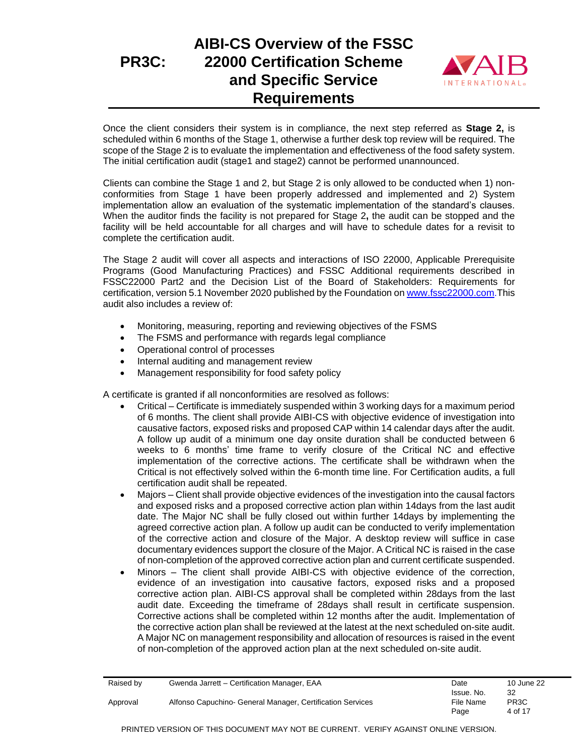Once the client considers their system is in compliance, the next step referred as **Stage 2,** is scheduled within 6 months of the Stage 1, otherwise a further desk top review will be required. The scope of the Stage 2 is to evaluate the implementation and effectiveness of the food safety system. The initial certification audit (stage1 and stage2) cannot be performed unannounced.

Clients can combine the Stage 1 and 2, but Stage 2 is only allowed to be conducted when 1) non-conformities from Stage 1 have been properly addressed and implemented and 2) System implementation allow an evaluation of the systematic implementation of the standard's clauses. When the auditor finds the facility is not prepared for Stage 2**,** the audit can be stopped and the facility will be held accountable for all charges and will have to schedule dates for a revisit to complete the certification audit.

The Stage 2 audit will cover all aspects and interactions of ISO 22000, Applicable Prerequisite Programs (Good Manufacturing Practices) and FSSC Additional requirements described in FSSC22000 Part2 and the Decision List of the Board of Stakeholders: Requirements for certification, version 5.1 November 2020 published by the Foundation on [www.fssc22000.com](www.fssc22000.com).This audit also includes a review of:

- Monitoring, measuring, reporting and reviewing objectives of the FSMS
- The FSMS and performance with regards legal compliance
- Operational control of processes
- Internal auditing and management review
- Management responsibility for food safety policy

A certificate is granted if all nonconformities are resolved as follows:

- Critical – Certificate is immediately suspended within 3 working days for a maximum period of 6 months. The client shall provide AIBI-CS with objective evidence of investigation into causative factors, exposed risks and proposed CAP within 14 calendar days after the audit. A follow up audit of a minimum one day onsite duration shall be conducted between 6 weeks to 6 months' time frame to verify closure of the Critical NC and effective implementation of the corrective actions. The certificate shall be withdrawn when the Critical is not effectively solved within the 6-month time line. For Certification audits, a full certification audit shall be repeated.
- Majors – Client shall provide objective evidences of the investigation into the causal factors and exposed risks and a proposed corrective action plan within 14days from the last audit date. The Major NC shall be fully closed out within further 14days by implementing the agreed corrective action plan. A follow up audit can be conducted to verify implementation of the corrective action and closure of the Major. A desktop review will suffice in case documentary evidences support the closure of the Major. A Critical NC is raised in the case of non-completion of the approved corrective action plan and current certificate suspended.
- Minors – The client shall provide AIBI-CS with objective evidence of the correction, evidence of an investigation into causative factors, exposed risks and a proposed corrective action plan. AIBI-CS approval shall be completed within 28days from the last audit date. Exceeding the timeframe of 28days shall result in certificate suspension. Corrective actions shall be completed within 12 months after the audit. Implementation of the corrective action plan shall be reviewed at the latest at the next scheduled on-site audit. A Major NC on management responsibility and allocation of resources is raised in the event of non-completion of the approved action plan at the next scheduled on-site audit.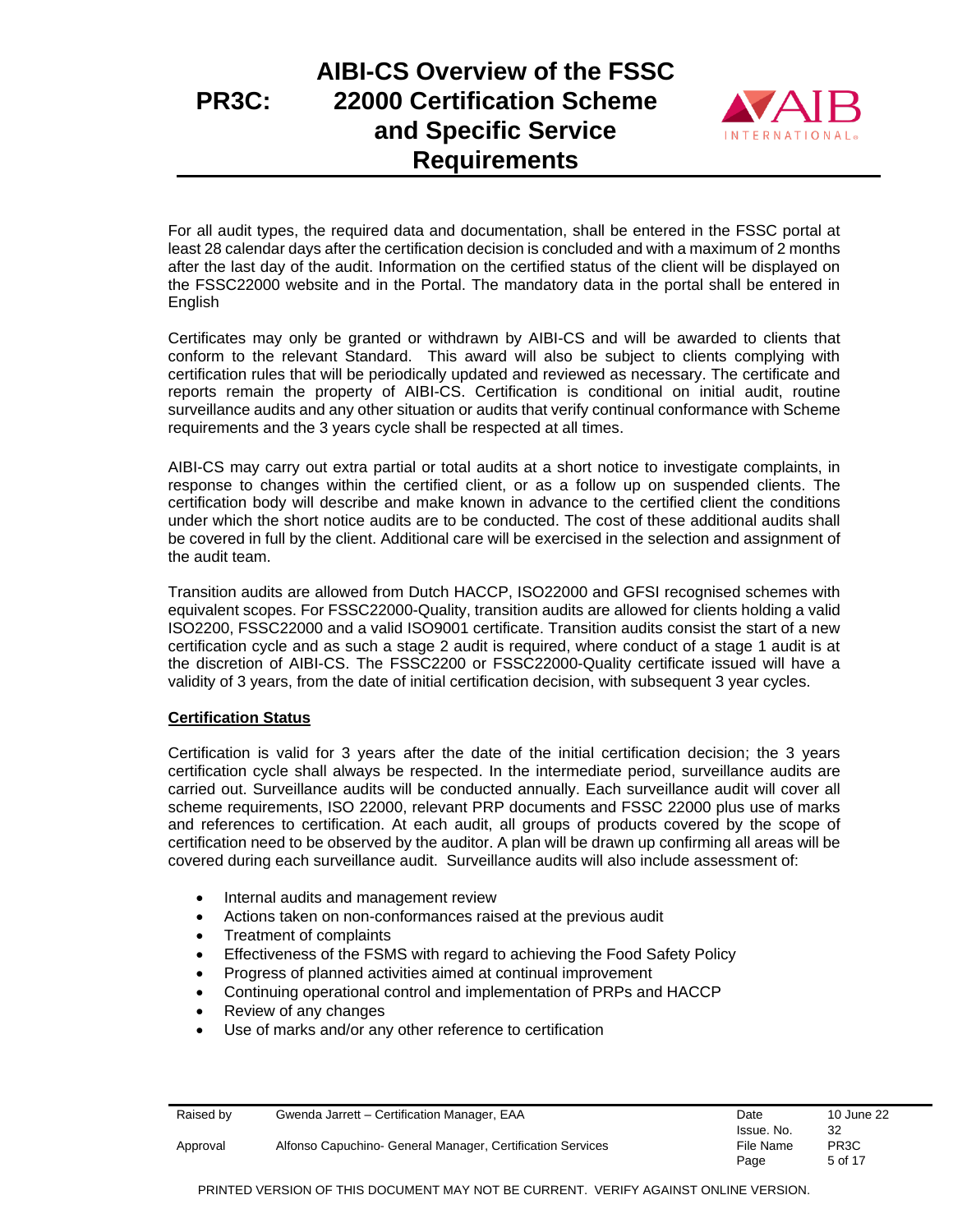For all audit types, the required data and documentation, shall be entered in the FSSC portal at least 28 calendar days after the certification decision is concluded and with a maximum of 2 months after the last day of the audit. Information on the certified status of the client will be displayed on the FSSC22000 website and in the Portal. The mandatory data in the portal shall be entered in English

Certificates may only be granted or withdrawn by AIBI-CS and will be awarded to clients that conform to the relevant Standard. This award will also be subject to clients complying with certification rules that will be periodically updated and reviewed as necessary. The certificate and reports remain the property of AIBI-CS. Certification is conditional on initial audit, routine surveillance audits and any other situation or audits that verify continual conformance with Scheme requirements and the 3 years cycle shall be respected at all times.

AIBI-CS may carry out extra partial or total audits at a short notice to investigate complaints, in response to changes within the certified client, or as a follow up on suspended clients. The certification body will describe and make known in advance to the certified client the conditions under which the short notice audits are to be conducted. The cost of these additional audits shall be covered in full by the client. Additional care will be exercised in the selection and assignment of the audit team.

Transition audits are allowed from Dutch HACCP, ISO22000 and GFSI recognised schemes with equivalent scopes. For FSSC22000-Quality, transition audits are allowed for clients holding a valid ISO2200, FSSC22000 and a valid ISO9001 certificate. Transition audits consist the start of a new certification cycle and as such a stage 2 audit is required, where conduct of a stage 1 audit is at the discretion of AIBI-CS. The FSSC2200 or FSSC22000-Quality certificate issued will have a validity of 3 years, from the date of initial certification decision, with subsequent 3 year cycles.

**Certification Status**

Certification is valid for 3 years after the date of the initial certification decision; the 3 years certification cycle shall always be respected. In the intermediate period, surveillance audits are carried out. Surveillance audits will be conducted annually. Each surveillance audit will cover all scheme requirements, ISO 22000, relevant PRP documents and FSSC 22000 plus use of marks and references to certification. At each audit, all groups of products covered by the scope of certification need to be observed by the auditor. A plan will be drawn up confirming all areas will be covered during each surveillance audit. Surveillance audits will also include assessment of:

- Internal audits and management review
- Actions taken on non-conformances raised at the previous audit
- Treatment of complaints
- Effectiveness of the FSMS with regard to achieving the Food Safety Policy
- Progress of planned activities aimed at continual improvement
- Continuing operational control and implementation of PRPs and HACCP
- Review of any changes
- Use of marks and/or any other reference to certification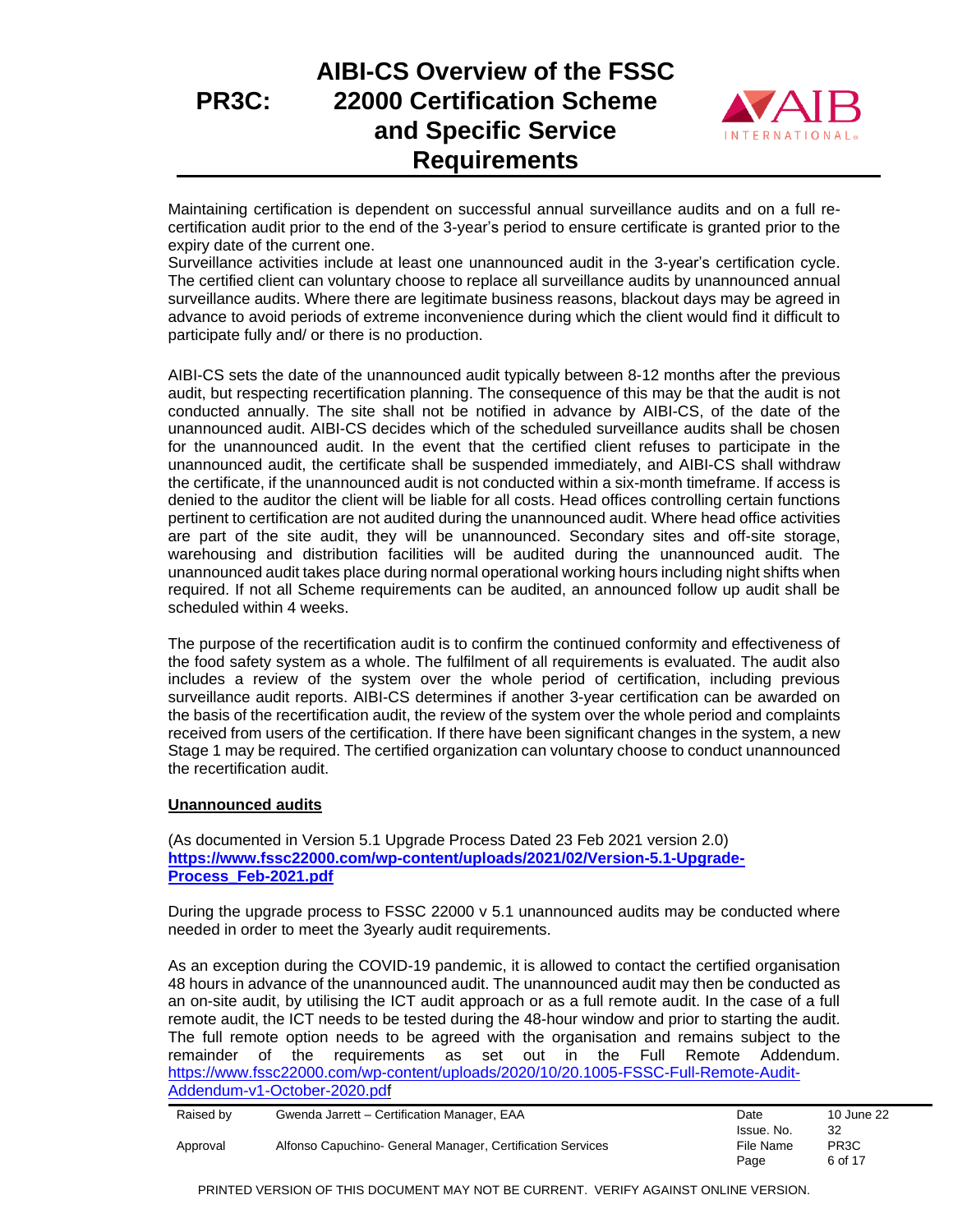Maintaining certification is dependent on successful annual surveillance audits and on a full re-certification audit prior to the end of the 3-year's period to ensure certificate is granted prior to the expiry date of the current one.
Surveillance activities include at least one unannounced audit in the 3-year's certification cycle. The certified client can voluntary choose to replace all surveillance audits by unannounced annual surveillance audits. Where there are legitimate business reasons, blackout days may be agreed in advance to avoid periods of extreme inconvenience during which the client would find it difficult to participate fully and/ or there is no production.

AIBI-CS sets the date of the unannounced audit typically between 8-12 months after the previous audit, but respecting recertification planning. The consequence of this may be that the audit is not conducted annually. The site shall not be notified in advance by AIBI-CS, of the date of the unannounced audit. AIBI-CS decides which of the scheduled surveillance audits shall be chosen for the unannounced audit. In the event that the certified client refuses to participate in the unannounced audit, the certificate shall be suspended immediately, and AIBI-CS shall withdraw the certificate, if the unannounced audit is not conducted within a six-month timeframe. If access is denied to the auditor the client will be liable for all costs. Head offices controlling certain functions pertinent to certification are not audited during the unannounced audit. Where head office activities are part of the site audit, they will be unannounced. Secondary sites and off-site storage, warehousing and distribution facilities will be audited during the unannounced audit. The unannounced audit takes place during normal operational working hours including night shifts when required. If not all Scheme requirements can be audited, an announced follow up audit shall be scheduled within 4 weeks.

The purpose of the recertification audit is to confirm the continued conformity and effectiveness of the food safety system as a whole. The fulfilment of all requirements is evaluated. The audit also includes a review of the system over the whole period of certification, including previous surveillance audit reports. AIBI-CS determines if another 3-year certification can be awarded on the basis of the recertification audit, the review of the system over the whole period and complaints received from users of the certification. If there have been significant changes in the system, a new Stage 1 may be required. The certified organization can voluntary choose to conduct unannounced the recertification audit.

**Unannounced audits**

(As documented in Version 5.1 Upgrade Process Dated 23 Feb 2021 version 2.0)
**https://www.fssc22000.com/wp-content/uploads/2021/02/Version-5.1-Upgrade-Process_Feb-2021.pdf**

During the upgrade process to FSSC 22000 v 5.1 unannounced audits may be conducted where needed in order to meet the 3yearly audit requirements.

As an exception during the COVID-19 pandemic, it is allowed to contact the certified organisation 48 hours in advance of the unannounced audit. The unannounced audit may then be conducted as an on-site audit, by utilising the ICT audit approach or as a full remote audit. In the case of a full remote audit, the ICT needs to be tested during the 48-hour window and prior to starting the audit. The full remote option needs to be agreed with the organisation and remains subject to the remainder of the requirements as set out in the Full Remote Addendum. https://www.fssc22000.com/wp-content/uploads/2020/10/20.1005-FSSC-Full-Remote-Audit-Addendum-v1-October-2020.pdf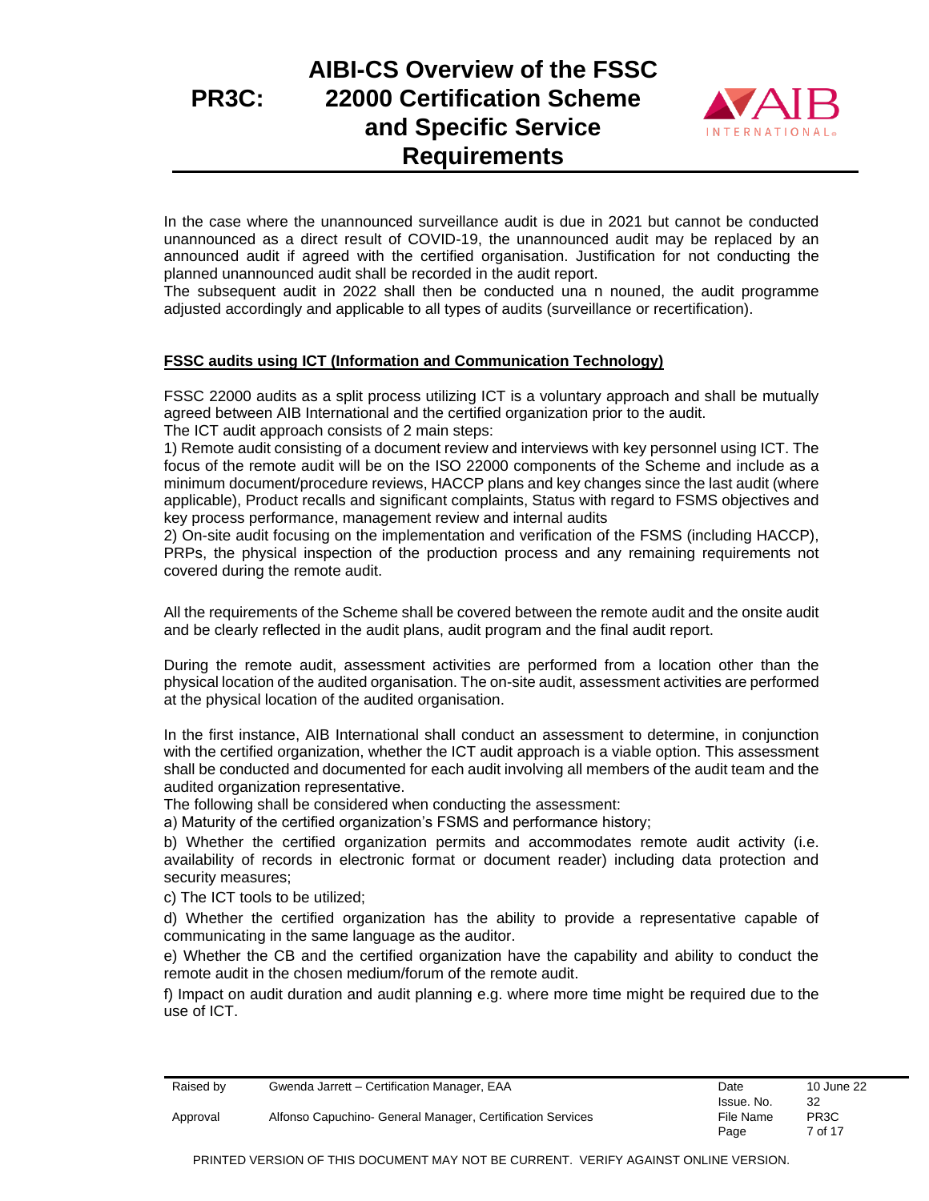In the case where the unannounced surveillance audit is due in 2021 but cannot be conducted unannounced as a direct result of COVID-19, the unannounced audit may be replaced by an announced audit if agreed with the certified organisation. Justification for not conducting the planned unannounced audit shall be recorded in the audit report.
The subsequent audit in 2022 shall then be conducted una n nouned, the audit programme adjusted accordingly and applicable to all types of audits (surveillance or recertification).

**FSSC audits using ICT (Information and Communication Technology)**

FSSC 22000 audits as a split process utilizing ICT is a voluntary approach and shall be mutually agreed between AIB International and the certified organization prior to the audit.
The ICT audit approach consists of 2 main steps:

1) Remote audit consisting of a document review and interviews with key personnel using ICT. The focus of the remote audit will be on the ISO 22000 components of the Scheme and include as a minimum document/procedure reviews, HACCP plans and key changes since the last audit (where applicable), Product recalls and significant complaints, Status with regard to FSMS objectives and key process performance, management review and internal audits

2) On-site audit focusing on the implementation and verification of the FSMS (including HACCP), PRPs, the physical inspection of the production process and any remaining requirements not covered during the remote audit.

All the requirements of the Scheme shall be covered between the remote audit and the onsite audit and be clearly reflected in the audit plans, audit program and the final audit report.

During the remote audit, assessment activities are performed from a location other than the physical location of the audited organisation. The on-site audit, assessment activities are performed at the physical location of the audited organisation.

In the first instance, AIB International shall conduct an assessment to determine, in conjunction with the certified organization, whether the ICT audit approach is a viable option. This assessment shall be conducted and documented for each audit involving all members of the audit team and the audited organization representative.
The following shall be considered when conducting the assessment:

a) Maturity of the certified organization's FSMS and performance history;

b) Whether the certified organization permits and accommodates remote audit activity (i.e. availability of records in electronic format or document reader) including data protection and security measures;

c) The ICT tools to be utilized;

d) Whether the certified organization has the ability to provide a representative capable of communicating in the same language as the auditor.

e) Whether the CB and the certified organization have the capability and ability to conduct the remote audit in the chosen medium/forum of the remote audit.

f) Impact on audit duration and audit planning e.g. where more time might be required due to the use of ICT.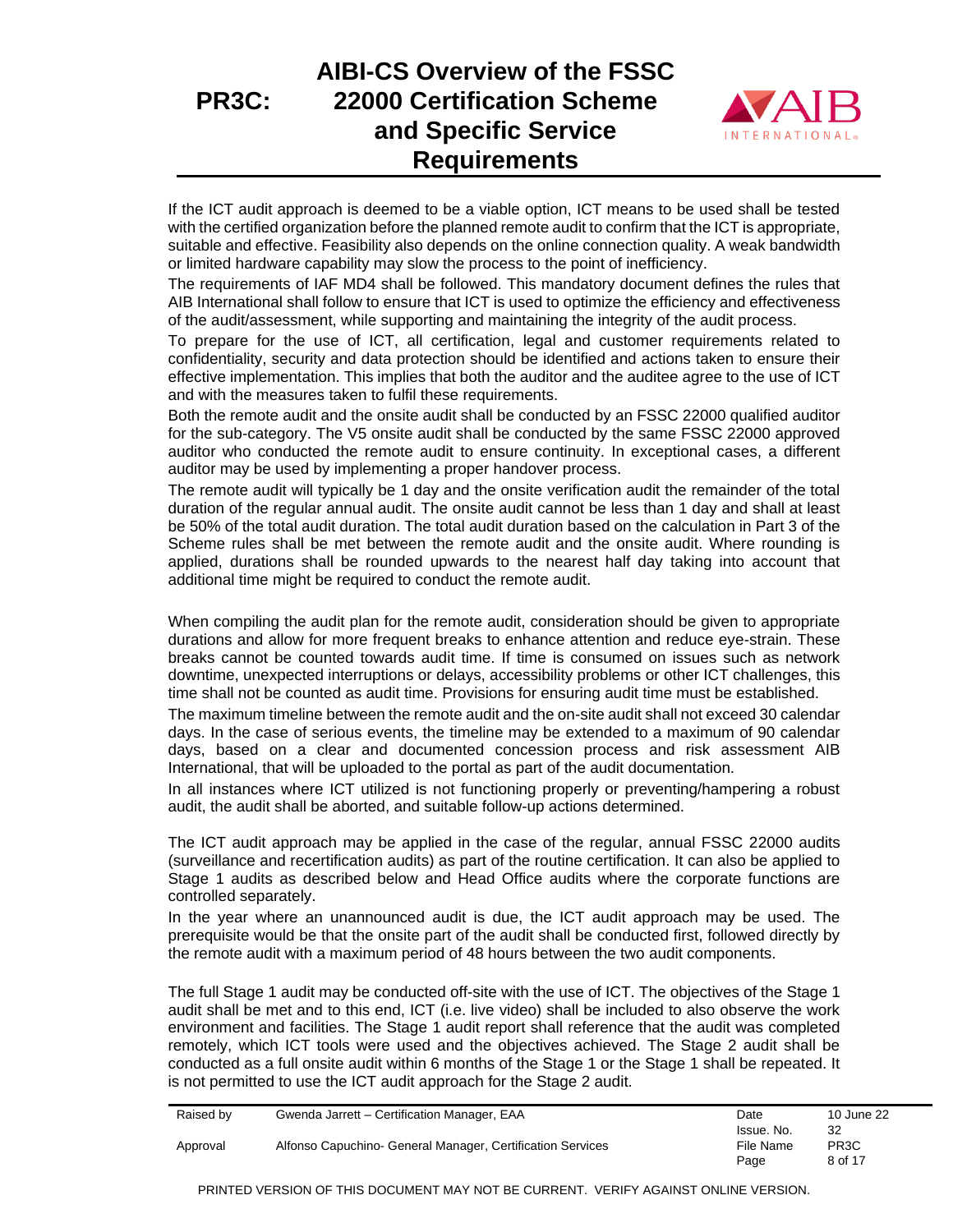If the ICT audit approach is deemed to be a viable option, ICT means to be used shall be tested with the certified organization before the planned remote audit to confirm that the ICT is appropriate, suitable and effective. Feasibility also depends on the online connection quality. A weak bandwidth or limited hardware capability may slow the process to the point of inefficiency.

The requirements of IAF MD4 shall be followed. This mandatory document defines the rules that AIB International shall follow to ensure that ICT is used to optimize the efficiency and effectiveness of the audit/assessment, while supporting and maintaining the integrity of the audit process.

To prepare for the use of ICT, all certification, legal and customer requirements related to confidentiality, security and data protection should be identified and actions taken to ensure their effective implementation. This implies that both the auditor and the auditee agree to the use of ICT and with the measures taken to fulfil these requirements.

Both the remote audit and the onsite audit shall be conducted by an FSSC 22000 qualified auditor for the sub-category. The V5 onsite audit shall be conducted by the same FSSC 22000 approved auditor who conducted the remote audit to ensure continuity. In exceptional cases, a different auditor may be used by implementing a proper handover process.

The remote audit will typically be 1 day and the onsite verification audit the remainder of the total duration of the regular annual audit. The onsite audit cannot be less than 1 day and shall at least be 50% of the total audit duration. The total audit duration based on the calculation in Part 3 of the Scheme rules shall be met between the remote audit and the onsite audit. Where rounding is applied, durations shall be rounded upwards to the nearest half day taking into account that additional time might be required to conduct the remote audit.

When compiling the audit plan for the remote audit, consideration should be given to appropriate durations and allow for more frequent breaks to enhance attention and reduce eye-strain. These breaks cannot be counted towards audit time. If time is consumed on issues such as network downtime, unexpected interruptions or delays, accessibility problems or other ICT challenges, this time shall not be counted as audit time. Provisions for ensuring audit time must be established.

The maximum timeline between the remote audit and the on-site audit shall not exceed 30 calendar days. In the case of serious events, the timeline may be extended to a maximum of 90 calendar days, based on a clear and documented concession process and risk assessment AIB International, that will be uploaded to the portal as part of the audit documentation.

In all instances where ICT utilized is not functioning properly or preventing/hampering a robust audit, the audit shall be aborted, and suitable follow-up actions determined.

The ICT audit approach may be applied in the case of the regular, annual FSSC 22000 audits (surveillance and recertification audits) as part of the routine certification. It can also be applied to Stage 1 audits as described below and Head Office audits where the corporate functions are controlled separately.

In the year where an unannounced audit is due, the ICT audit approach may be used. The prerequisite would be that the onsite part of the audit shall be conducted first, followed directly by the remote audit with a maximum period of 48 hours between the two audit components.

The full Stage 1 audit may be conducted off-site with the use of ICT. The objectives of the Stage 1 audit shall be met and to this end, ICT (i.e. live video) shall be included to also observe the work environment and facilities. The Stage 1 audit report shall reference that the audit was completed remotely, which ICT tools were used and the objectives achieved. The Stage 2 audit shall be conducted as a full onsite audit within 6 months of the Stage 1 or the Stage 1 shall be repeated. It is not permitted to use the ICT audit approach for the Stage 2 audit.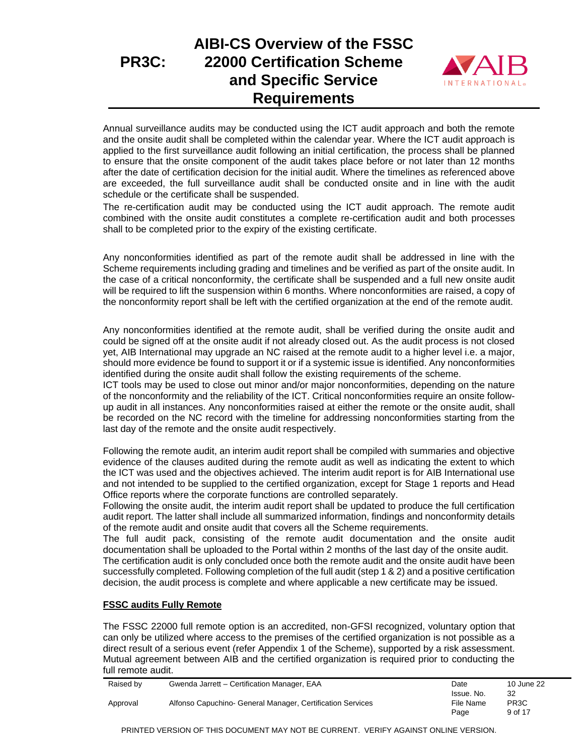Annual surveillance audits may be conducted using the ICT audit approach and both the remote and the onsite audit shall be completed within the calendar year. Where the ICT audit approach is applied to the first surveillance audit following an initial certification, the process shall be planned to ensure that the onsite component of the audit takes place before or not later than 12 months after the date of certification decision for the initial audit. Where the timelines as referenced above are exceeded, the full surveillance audit shall be conducted onsite and in line with the audit schedule or the certificate shall be suspended.

The re-certification audit may be conducted using the ICT audit approach. The remote audit combined with the onsite audit constitutes a complete re-certification audit and both processes shall to be completed prior to the expiry of the existing certificate.

Any nonconformities identified as part of the remote audit shall be addressed in line with the Scheme requirements including grading and timelines and be verified as part of the onsite audit. In the case of a critical nonconformity, the certificate shall be suspended and a full new onsite audit will be required to lift the suspension within 6 months. Where nonconformities are raised, a copy of the nonconformity report shall be left with the certified organization at the end of the remote audit.

Any nonconformities identified at the remote audit, shall be verified during the onsite audit and could be signed off at the onsite audit if not already closed out. As the audit process is not closed yet, AIB International may upgrade an NC raised at the remote audit to a higher level i.e. a major, should more evidence be found to support it or if a systemic issue is identified. Any nonconformities identified during the onsite audit shall follow the existing requirements of the scheme.

ICT tools may be used to close out minor and/or major nonconformities, depending on the nature of the nonconformity and the reliability of the ICT. Critical nonconformities require an onsite follow-up audit in all instances. Any nonconformities raised at either the remote or the onsite audit, shall be recorded on the NC record with the timeline for addressing nonconformities starting from the last day of the remote and the onsite audit respectively.

Following the remote audit, an interim audit report shall be compiled with summaries and objective evidence of the clauses audited during the remote audit as well as indicating the extent to which the ICT was used and the objectives achieved. The interim audit report is for AIB International use and not intended to be supplied to the certified organization, except for Stage 1 reports and Head Office reports where the corporate functions are controlled separately.

Following the onsite audit, the interim audit report shall be updated to produce the full certification audit report. The latter shall include all summarized information, findings and nonconformity details of the remote audit and onsite audit that covers all the Scheme requirements.

The full audit pack, consisting of the remote audit documentation and the onsite audit documentation shall be uploaded to the Portal within 2 months of the last day of the onsite audit.

The certification audit is only concluded once both the remote audit and the onsite audit have been successfully completed. Following completion of the full audit (step 1 & 2) and a positive certification decision, the audit process is complete and where applicable a new certificate may be issued.

**FSSC audits Fully Remote**

The FSSC 22000 full remote option is an accredited, non-GFSI recognized, voluntary option that can only be utilized where access to the premises of the certified organization is not possible as a direct result of a serious event (refer Appendix 1 of the Scheme), supported by a risk assessment. Mutual agreement between AIB and the certified organization is required prior to conducting the full remote audit.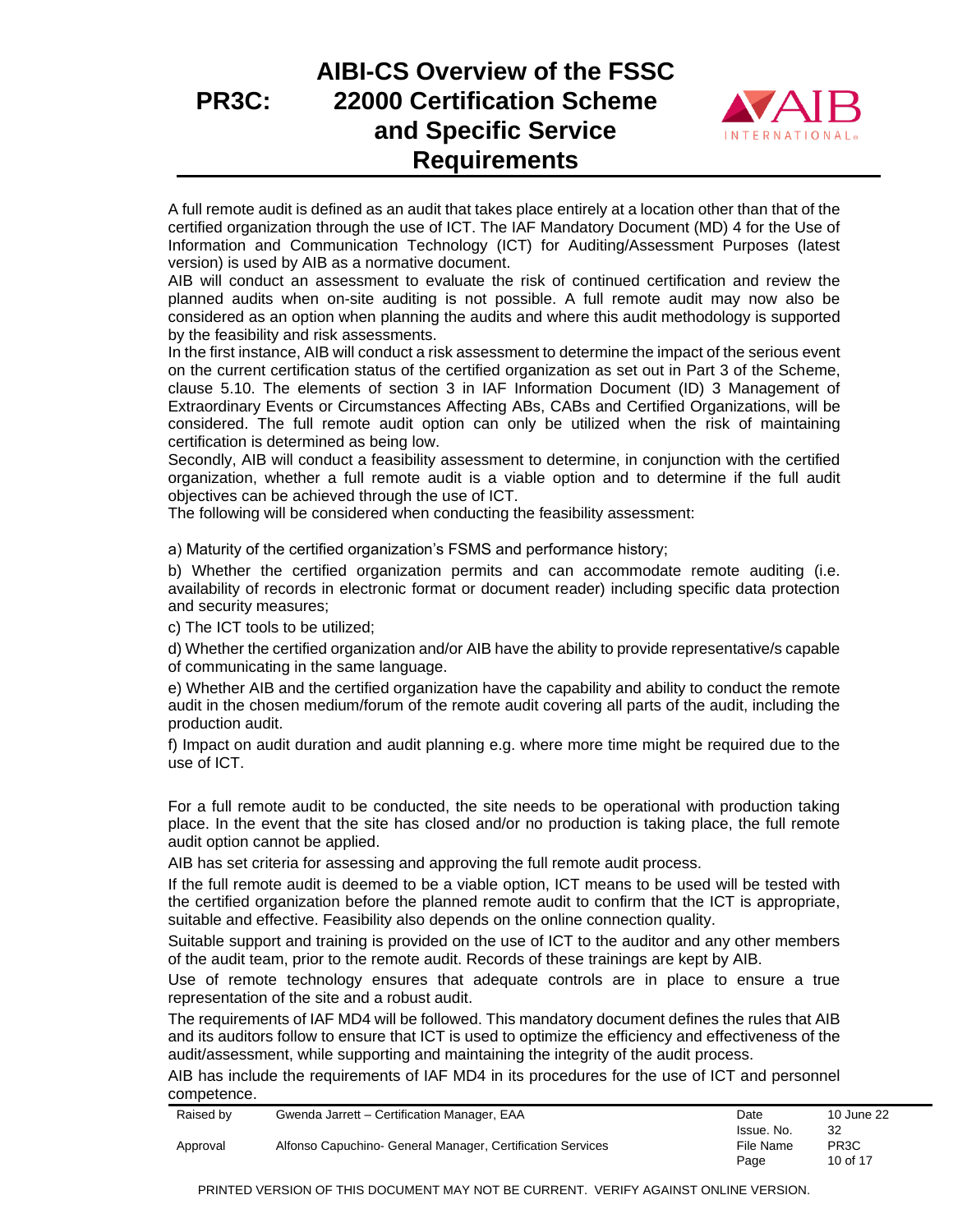A full remote audit is defined as an audit that takes place entirely at a location other than that of the certified organization through the use of ICT. The IAF Mandatory Document (MD) 4 for the Use of Information and Communication Technology (ICT) for Auditing/Assessment Purposes (latest version) is used by AIB as a normative document.

AIB will conduct an assessment to evaluate the risk of continued certification and review the planned audits when on-site auditing is not possible. A full remote audit may now also be considered as an option when planning the audits and where this audit methodology is supported by the feasibility and risk assessments.

In the first instance, AIB will conduct a risk assessment to determine the impact of the serious event on the current certification status of the certified organization as set out in Part 3 of the Scheme, clause 5.10. The elements of section 3 in IAF Information Document (ID) 3 Management of Extraordinary Events or Circumstances Affecting ABs, CABs and Certified Organizations, will be considered. The full remote audit option can only be utilized when the risk of maintaining certification is determined as being low.

Secondly, AIB will conduct a feasibility assessment to determine, in conjunction with the certified organization, whether a full remote audit is a viable option and to determine if the full audit objectives can be achieved through the use of ICT.

The following will be considered when conducting the feasibility assessment:

a) Maturity of the certified organization's FSMS and performance history;

b) Whether the certified organization permits and can accommodate remote auditing (i.e. availability of records in electronic format or document reader) including specific data protection and security measures;

c) The ICT tools to be utilized;

d) Whether the certified organization and/or AIB have the ability to provide representative/s capable of communicating in the same language.

e) Whether AIB and the certified organization have the capability and ability to conduct the remote audit in the chosen medium/forum of the remote audit covering all parts of the audit, including the production audit.

f) Impact on audit duration and audit planning e.g. where more time might be required due to the use of ICT.

For a full remote audit to be conducted, the site needs to be operational with production taking place. In the event that the site has closed and/or no production is taking place, the full remote audit option cannot be applied.

AIB has set criteria for assessing and approving the full remote audit process.

If the full remote audit is deemed to be a viable option, ICT means to be used will be tested with the certified organization before the planned remote audit to confirm that the ICT is appropriate, suitable and effective. Feasibility also depends on the online connection quality.

Suitable support and training is provided on the use of ICT to the auditor and any other members of the audit team, prior to the remote audit. Records of these trainings are kept by AIB.

Use of remote technology ensures that adequate controls are in place to ensure a true representation of the site and a robust audit.

The requirements of IAF MD4 will be followed. This mandatory document defines the rules that AIB and its auditors follow to ensure that ICT is used to optimize the efficiency and effectiveness of the audit/assessment, while supporting and maintaining the integrity of the audit process.

AIB has include the requirements of IAF MD4 in its procedures for the use of ICT and personnel competence.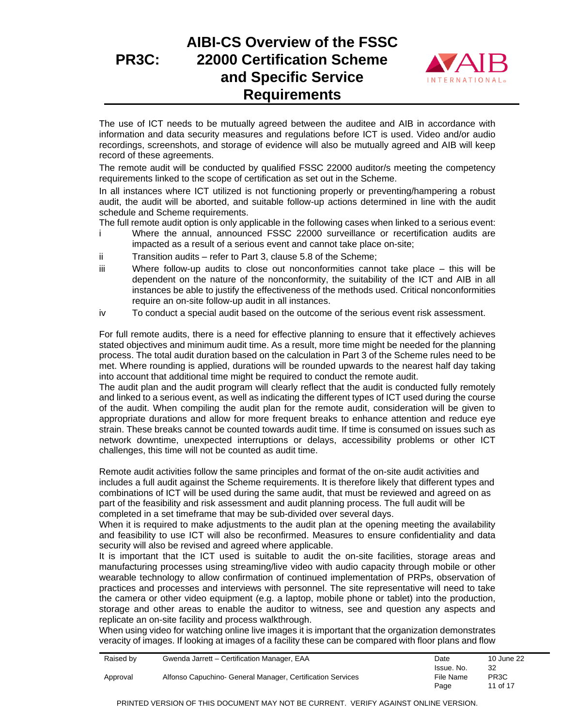The use of ICT needs to be mutually agreed between the auditee and AIB in accordance with information and data security measures and regulations before ICT is used. Video and/or audio recordings, screenshots, and storage of evidence will also be mutually agreed and AIB will keep record of these agreements.

The remote audit will be conducted by qualified FSSC 22000 auditor/s meeting the competency requirements linked to the scope of certification as set out in the Scheme.

In all instances where ICT utilized is not functioning properly or preventing/hampering a robust audit, the audit will be aborted, and suitable follow-up actions determined in line with the audit schedule and Scheme requirements.

The full remote audit option is only applicable in the following cases when linked to a serious event:

i Where the annual, announced FSSC 22000 surveillance or recertification audits are impacted as a result of a serious event and cannot take place on-site;

ii Transition audits – refer to Part 3, clause 5.8 of the Scheme;

iii Where follow-up audits to close out nonconformities cannot take place – this will be dependent on the nature of the nonconformity, the suitability of the ICT and AIB in all instances be able to justify the effectiveness of the methods used. Critical nonconformities require an on-site follow-up audit in all instances.

iv To conduct a special audit based on the outcome of the serious event risk assessment.

For full remote audits, there is a need for effective planning to ensure that it effectively achieves stated objectives and minimum audit time. As a result, more time might be needed for the planning process. The total audit duration based on the calculation in Part 3 of the Scheme rules need to be met. Where rounding is applied, durations will be rounded upwards to the nearest half day taking into account that additional time might be required to conduct the remote audit.

The audit plan and the audit program will clearly reflect that the audit is conducted fully remotely and linked to a serious event, as well as indicating the different types of ICT used during the course of the audit. When compiling the audit plan for the remote audit, consideration will be given to appropriate durations and allow for more frequent breaks to enhance attention and reduce eye strain. These breaks cannot be counted towards audit time. If time is consumed on issues such as network downtime, unexpected interruptions or delays, accessibility problems or other ICT challenges, this time will not be counted as audit time.

Remote audit activities follow the same principles and format of the on-site audit activities and includes a full audit against the Scheme requirements. It is therefore likely that different types and combinations of ICT will be used during the same audit, that must be reviewed and agreed on as part of the feasibility and risk assessment and audit planning process. The full audit will be completed in a set timeframe that may be sub-divided over several days.

When it is required to make adjustments to the audit plan at the opening meeting the availability and feasibility to use ICT will also be reconfirmed. Measures to ensure confidentiality and data security will also be revised and agreed where applicable.

It is important that the ICT used is suitable to audit the on-site facilities, storage areas and manufacturing processes using streaming/live video with audio capacity through mobile or other wearable technology to allow confirmation of continued implementation of PRPs, observation of practices and processes and interviews with personnel. The site representative will need to take the camera or other video equipment (e.g. a laptop, mobile phone or tablet) into the production, storage and other areas to enable the auditor to witness, see and question any aspects and replicate an on-site facility and process walkthrough.

When using video for watching online live images it is important that the organization demonstrates veracity of images. If looking at images of a facility these can be compared with floor plans and flow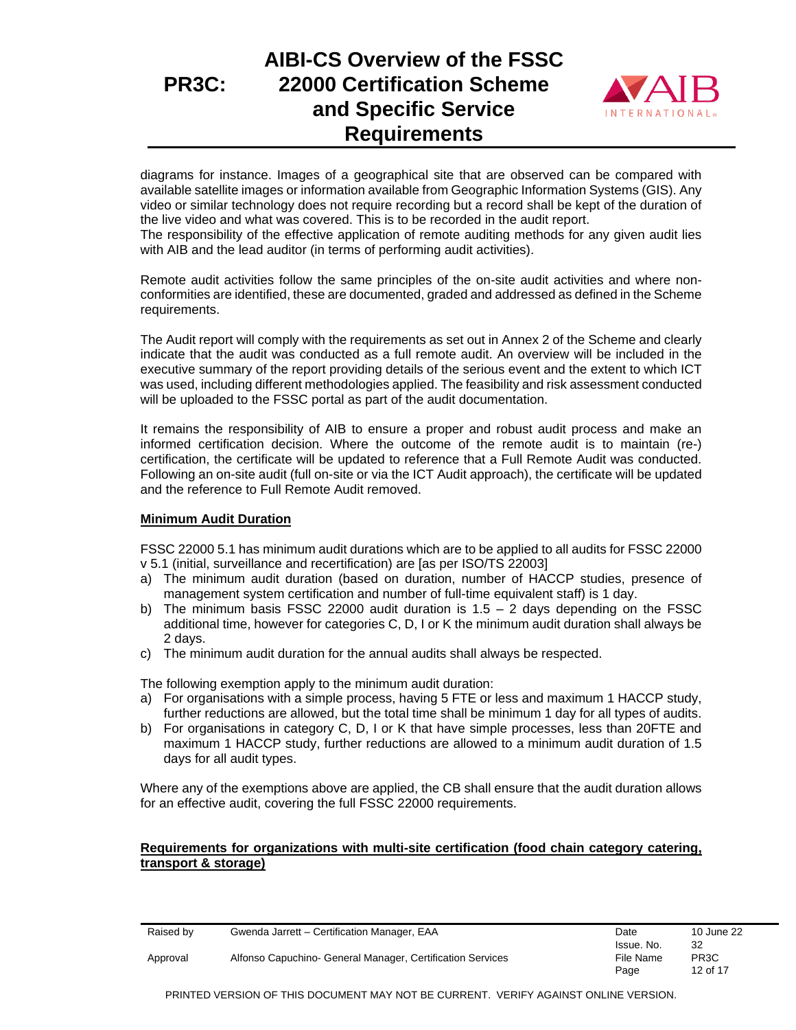diagrams for instance. Images of a geographical site that are observed can be compared with available satellite images or information available from Geographic Information Systems (GIS). Any video or similar technology does not require recording but a record shall be kept of the duration of the live video and what was covered. This is to be recorded in the audit report.
The responsibility of the effective application of remote auditing methods for any given audit lies with AIB and the lead auditor (in terms of performing audit activities).

Remote audit activities follow the same principles of the on-site audit activities and where non-conformities are identified, these are documented, graded and addressed as defined in the Scheme requirements.

The Audit report will comply with the requirements as set out in Annex 2 of the Scheme and clearly indicate that the audit was conducted as a full remote audit. An overview will be included in the executive summary of the report providing details of the serious event and the extent to which ICT was used, including different methodologies applied. The feasibility and risk assessment conducted will be uploaded to the FSSC portal as part of the audit documentation.

It remains the responsibility of AIB to ensure a proper and robust audit process and make an informed certification decision. Where the outcome of the remote audit is to maintain (re-) certification, the certificate will be updated to reference that a Full Remote Audit was conducted. Following an on-site audit (full on-site or via the ICT Audit approach), the certificate will be updated and the reference to Full Remote Audit removed.

**Minimum Audit Duration**

FSSC 22000 5.1 has minimum audit durations which are to be applied to all audits for FSSC 22000 v 5.1 (initial, surveillance and recertification) are [as per ISO/TS 22003]

a) The minimum audit duration (based on duration, number of HACCP studies, presence of management system certification and number of full-time equivalent staff) is 1 day.
b) The minimum basis FSSC 22000 audit duration is 1.5 – 2 days depending on the FSSC additional time, however for categories C, D, I or K the minimum audit duration shall always be 2 days.
c) The minimum audit duration for the annual audits shall always be respected.

The following exemption apply to the minimum audit duration:

a) For organisations with a simple process, having 5 FTE or less and maximum 1 HACCP study, further reductions are allowed, but the total time shall be minimum 1 day for all types of audits.
b) For organisations in category C, D, I or K that have simple processes, less than 20FTE and maximum 1 HACCP study, further reductions are allowed to a minimum audit duration of 1.5 days for all audit types.

Where any of the exemptions above are applied, the CB shall ensure that the audit duration allows for an effective audit, covering the full FSSC 22000 requirements.

**Requirements for organizations with multi-site certification (food chain category catering, transport & storage)**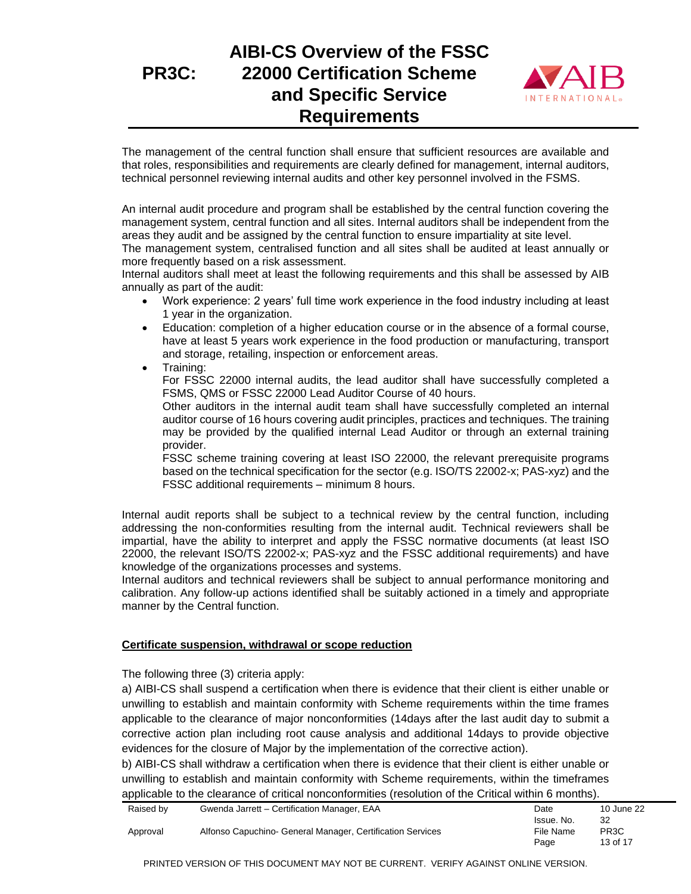The management of the central function shall ensure that sufficient resources are available and that roles, responsibilities and requirements are clearly defined for management, internal auditors, technical personnel reviewing internal audits and other key personnel involved in the FSMS.

An internal audit procedure and program shall be established by the central function covering the management system, central function and all sites. Internal auditors shall be independent from the areas they audit and be assigned by the central function to ensure impartiality at site level.
The management system, centralised function and all sites shall be audited at least annually or more frequently based on a risk assessment.
Internal auditors shall meet at least the following requirements and this shall be assessed by AIB annually as part of the audit:

- Work experience: 2 years' full time work experience in the food industry including at least 1 year in the organization.
- Education: completion of a higher education course or in the absence of a formal course, have at least 5 years work experience in the food production or manufacturing, transport and storage, retailing, inspection or enforcement areas.
- Training:
  For FSSC 22000 internal audits, the lead auditor shall have successfully completed a FSMS, QMS or FSSC 22000 Lead Auditor Course of 40 hours.
  Other auditors in the internal audit team shall have successfully completed an internal auditor course of 16 hours covering audit principles, practices and techniques. The training may be provided by the qualified internal Lead Auditor or through an external training provider.
  FSSC scheme training covering at least ISO 22000, the relevant prerequisite programs based on the technical specification for the sector (e.g. ISO/TS 22002-x; PAS-xyz) and the FSSC additional requirements – minimum 8 hours.

Internal audit reports shall be subject to a technical review by the central function, including addressing the non-conformities resulting from the internal audit. Technical reviewers shall be impartial, have the ability to interpret and apply the FSSC normative documents (at least ISO 22000, the relevant ISO/TS 22002-x; PAS-xyz and the FSSC additional requirements) and have knowledge of the organizations processes and systems.
Internal auditors and technical reviewers shall be subject to annual performance monitoring and calibration. Any follow-up actions identified shall be suitably actioned in a timely and appropriate manner by the Central function.

**Certificate suspension, withdrawal or scope reduction**

The following three (3) criteria apply:

a) AIBI-CS shall suspend a certification when there is evidence that their client is either unable or unwilling to establish and maintain conformity with Scheme requirements within the time frames applicable to the clearance of major nonconformities (14days after the last audit day to submit a corrective action plan including root cause analysis and additional 14days to provide objective evidences for the closure of Major by the implementation of the corrective action).

b) AIBI-CS shall withdraw a certification when there is evidence that their client is either unable or unwilling to establish and maintain conformity with Scheme requirements, within the timeframes applicable to the clearance of critical nonconformities (resolution of the Critical within 6 months).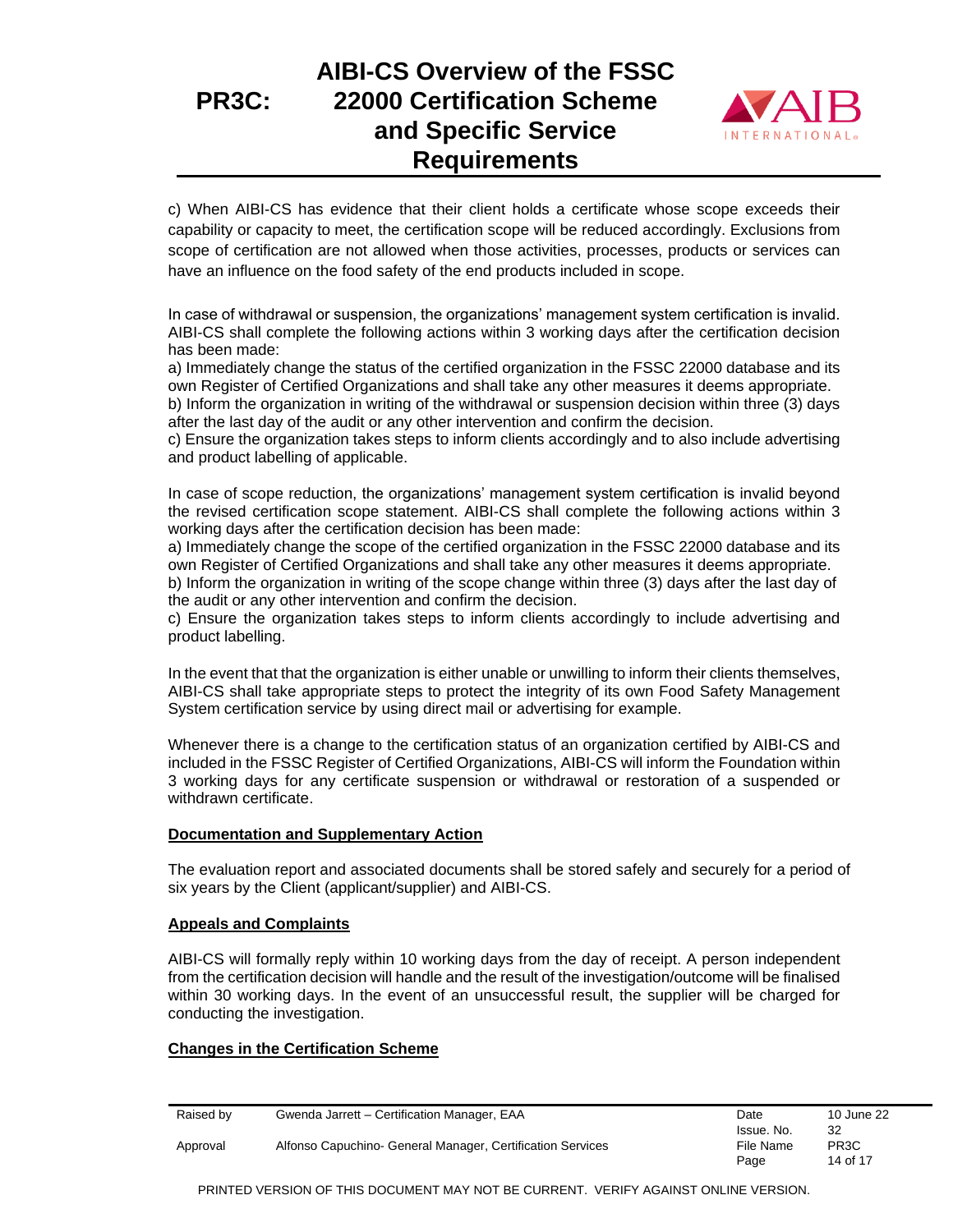c) When AIBI-CS has evidence that their client holds a certificate whose scope exceeds their capability or capacity to meet, the certification scope will be reduced accordingly. Exclusions from scope of certification are not allowed when those activities, processes, products or services can have an influence on the food safety of the end products included in scope.

In case of withdrawal or suspension, the organizations' management system certification is invalid. AIBI-CS shall complete the following actions within 3 working days after the certification decision has been made:
a) Immediately change the status of the certified organization in the FSSC 22000 database and its own Register of Certified Organizations and shall take any other measures it deems appropriate.
b) Inform the organization in writing of the withdrawal or suspension decision within three (3) days after the last day of the audit or any other intervention and confirm the decision.
c) Ensure the organization takes steps to inform clients accordingly and to also include advertising and product labelling of applicable.

In case of scope reduction, the organizations' management system certification is invalid beyond the revised certification scope statement. AIBI-CS shall complete the following actions within 3 working days after the certification decision has been made:
a) Immediately change the scope of the certified organization in the FSSC 22000 database and its own Register of Certified Organizations and shall take any other measures it deems appropriate.
b) Inform the organization in writing of the scope change within three (3) days after the last day of the audit or any other intervention and confirm the decision.
c) Ensure the organization takes steps to inform clients accordingly to include advertising and product labelling.

In the event that that the organization is either unable or unwilling to inform their clients themselves, AIBI-CS shall take appropriate steps to protect the integrity of its own Food Safety Management System certification service by using direct mail or advertising for example.

Whenever there is a change to the certification status of an organization certified by AIBI-CS and included in the FSSC Register of Certified Organizations, AIBI-CS will inform the Foundation within 3 working days for any certificate suspension or withdrawal or restoration of a suspended or withdrawn certificate.

**Documentation and Supplementary Action**

The evaluation report and associated documents shall be stored safely and securely for a period of six years by the Client (applicant/supplier) and AIBI-CS.

**Appeals and Complaints**

AIBI-CS will formally reply within 10 working days from the day of receipt. A person independent from the certification decision will handle and the result of the investigation/outcome will be finalised within 30 working days. In the event of an unsuccessful result, the supplier will be charged for conducting the investigation.

**Changes in the Certification Scheme**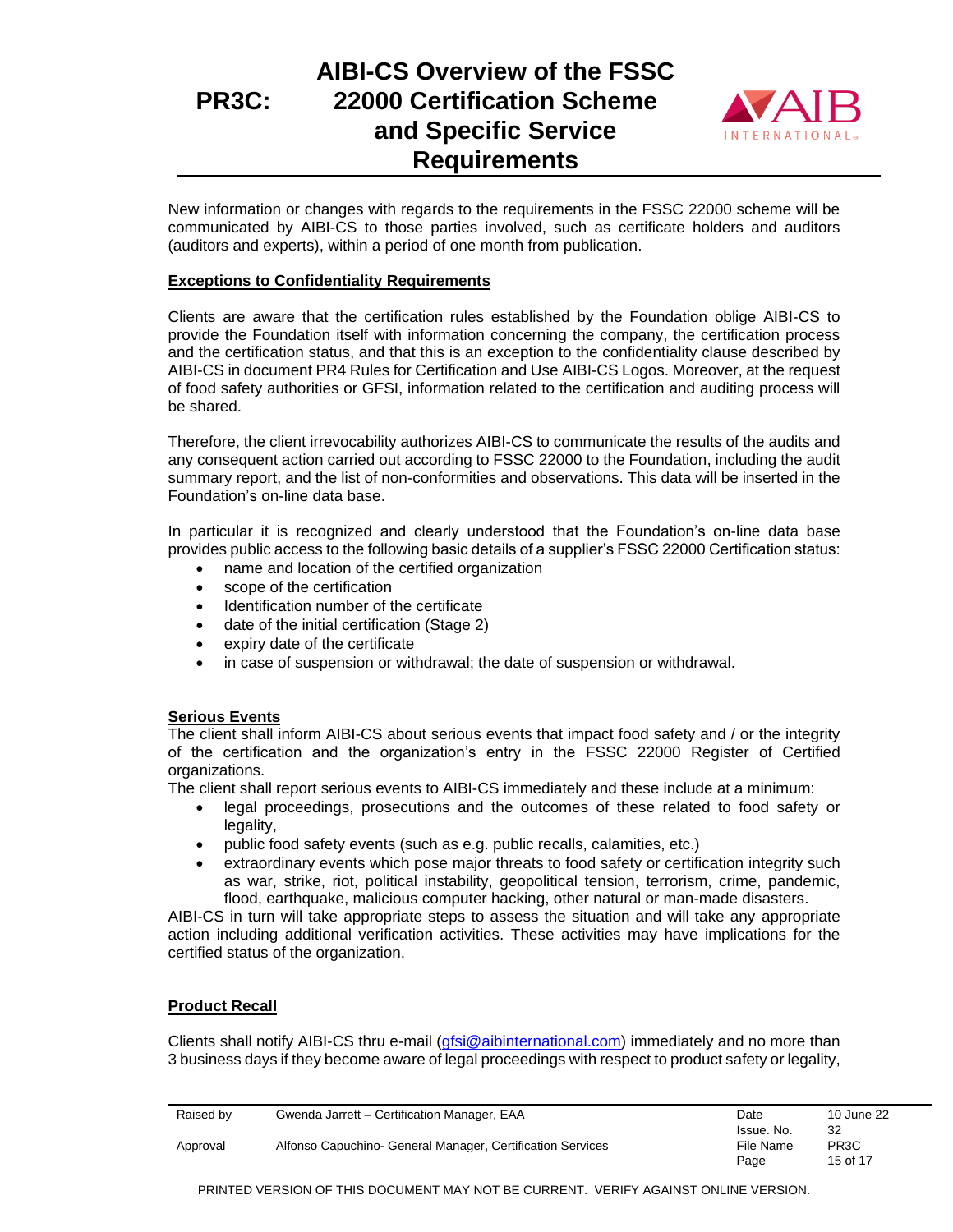New information or changes with regards to the requirements in the FSSC 22000 scheme will be communicated by AIBI-CS to those parties involved, such as certificate holders and auditors (auditors and experts), within a period of one month from publication.

**Exceptions to Confidentiality Requirements**

Clients are aware that the certification rules established by the Foundation oblige AIBI-CS to provide the Foundation itself with information concerning the company, the certification process and the certification status, and that this is an exception to the confidentiality clause described by AIBI-CS in document PR4 Rules for Certification and Use AIBI-CS Logos. Moreover, at the request of food safety authorities or GFSI, information related to the certification and auditing process will be shared.

Therefore, the client irrevocability authorizes AIBI-CS to communicate the results of the audits and any consequent action carried out according to FSSC 22000 to the Foundation, including the audit summary report, and the list of non-conformities and observations. This data will be inserted in the Foundation's on-line data base.

In particular it is recognized and clearly understood that the Foundation's on-line data base provides public access to the following basic details of a supplier's FSSC 22000 Certification status:

- name and location of the certified organization
- scope of the certification
- Identification number of the certificate
- date of the initial certification (Stage 2)
- expiry date of the certificate
- in case of suspension or withdrawal; the date of suspension or withdrawal.

**Serious Events**

The client shall inform AIBI-CS about serious events that impact food safety and / or the integrity of the certification and the organization's entry in the FSSC 22000 Register of Certified organizations.

The client shall report serious events to AIBI-CS immediately and these include at a minimum:

- legal proceedings, prosecutions and the outcomes of these related to food safety or legality,
- public food safety events (such as e.g. public recalls, calamities, etc.)
- extraordinary events which pose major threats to food safety or certification integrity such as war, strike, riot, political instability, geopolitical tension, terrorism, crime, pandemic, flood, earthquake, malicious computer hacking, other natural or man-made disasters.

AIBI-CS in turn will take appropriate steps to assess the situation and will take any appropriate action including additional verification activities. These activities may have implications for the certified status of the organization.

**Product Recall**

Clients shall notify AIBI-CS thru e-mail (gfsi@aibinternational.com) immediately and no more than 3 business days if they become aware of legal proceedings with respect to product safety or legality,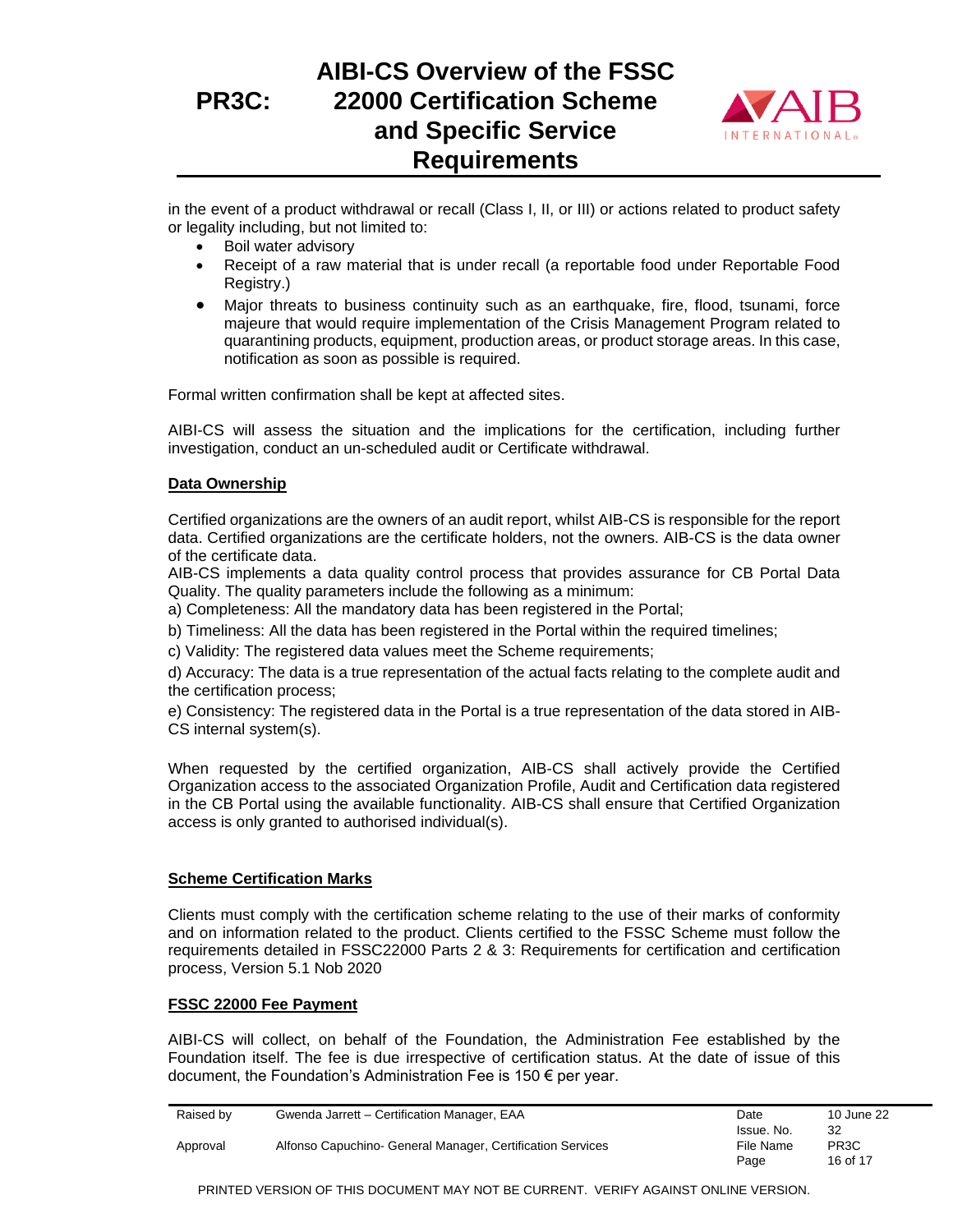in the event of a product withdrawal or recall (Class I, II, or III) or actions related to product safety or legality including, but not limited to:

- Boil water advisory
- Receipt of a raw material that is under recall (a reportable food under Reportable Food Registry.)
- Major threats to business continuity such as an earthquake, fire, flood, tsunami, force majeure that would require implementation of the Crisis Management Program related to quarantining products, equipment, production areas, or product storage areas. In this case, notification as soon as possible is required.

Formal written confirmation shall be kept at affected sites.

AIBI-CS will assess the situation and the implications for the certification, including further investigation, conduct an un-scheduled audit or Certificate withdrawal.

## Data Ownership

Certified organizations are the owners of an audit report, whilst AIB-CS is responsible for the report data. Certified organizations are the certificate holders, not the owners. AIB-CS is the data owner of the certificate data.
AIB-CS implements a data quality control process that provides assurance for CB Portal Data Quality. The quality parameters include the following as a minimum:

a) Completeness: All the mandatory data has been registered in the Portal;

b) Timeliness: All the data has been registered in the Portal within the required timelines;

c) Validity: The registered data values meet the Scheme requirements;

d) Accuracy: The data is a true representation of the actual facts relating to the complete audit and the certification process;

e) Consistency: The registered data in the Portal is a true representation of the data stored in AIB-CS internal system(s).

When requested by the certified organization, AIB-CS shall actively provide the Certified Organization access to the associated Organization Profile, Audit and Certification data registered in the CB Portal using the available functionality. AIB-CS shall ensure that Certified Organization access is only granted to authorised individual(s).

## Scheme Certification Marks

Clients must comply with the certification scheme relating to the use of their marks of conformity and on information related to the product. Clients certified to the FSSC Scheme must follow the requirements detailed in FSSC22000 Parts 2 & 3: Requirements for certification and certification process, Version 5.1 Nob 2020

## FSSC 22000 Fee Payment

AIBI-CS will collect, on behalf of the Foundation, the Administration Fee established by the Foundation itself. The fee is due irrespective of certification status. At the date of issue of this document, the Foundation's Administration Fee is 150 € per year.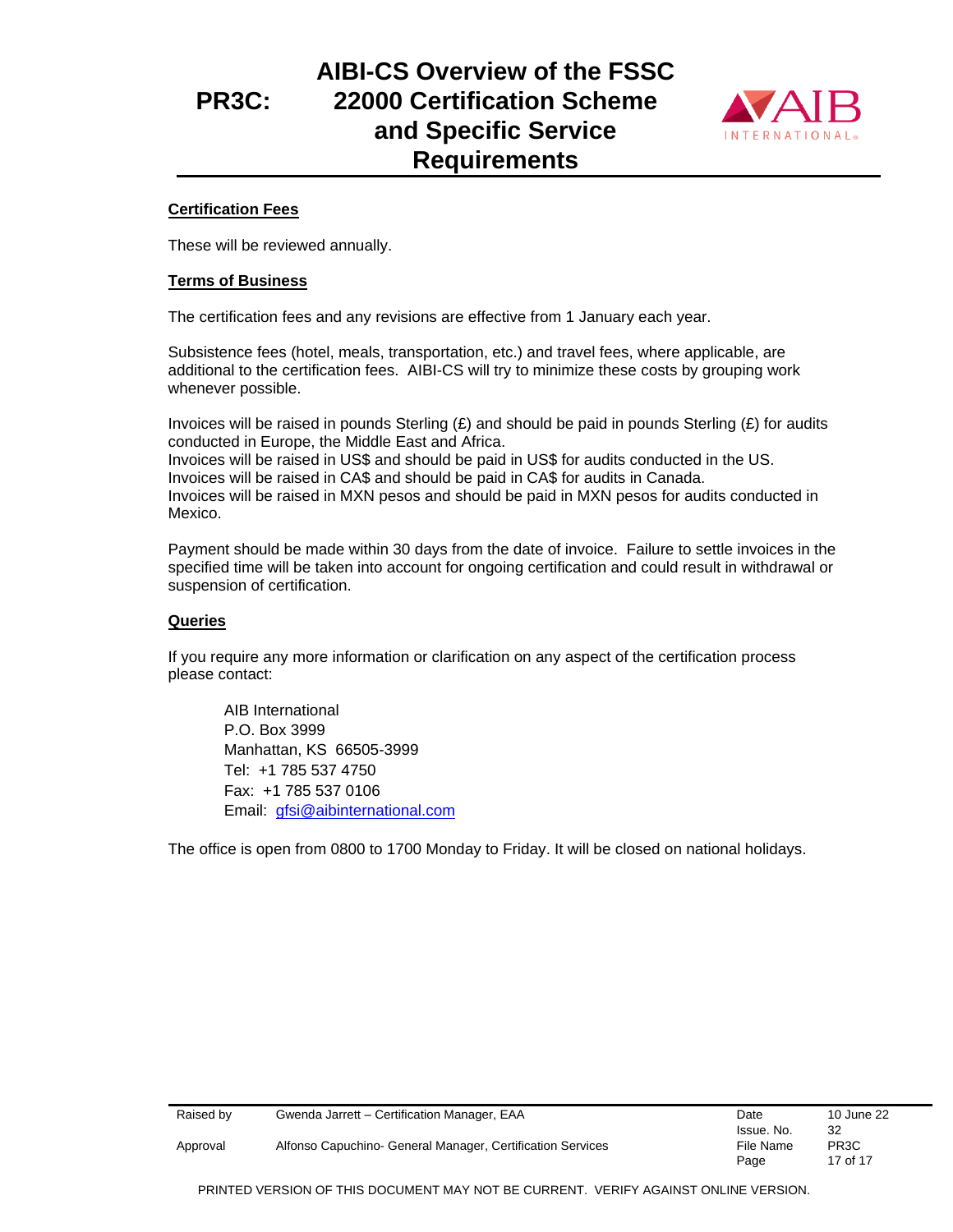## Certification Fees

These will be reviewed annually.

## Terms of Business

The certification fees and any revisions are effective from 1 January each year.

Subsistence fees (hotel, meals, transportation, etc.) and travel fees, where applicable, are additional to the certification fees. AIBI-CS will try to minimize these costs by grouping work whenever possible.

Invoices will be raised in pounds Sterling (£) and should be paid in pounds Sterling (£) for audits conducted in Europe, the Middle East and Africa.
Invoices will be raised in US$ and should be paid in US$ for audits conducted in the US.
Invoices will be raised in CA$ and should be paid in CA$ for audits in Canada.
Invoices will be raised in MXN pesos and should be paid in MXN pesos for audits conducted in Mexico.

Payment should be made within 30 days from the date of invoice. Failure to settle invoices in the specified time will be taken into account for ongoing certification and could result in withdrawal or suspension of certification.

## Queries

If you require any more information or clarification on any aspect of the certification process please contact:

AIB International
P.O. Box 3999
Manhattan, KS 66505-3999
Tel: +1 785 537 4750
Fax: +1 785 537 0106
Email: gfsi@aibinternational.com

The office is open from 0800 to 1700 Monday to Friday. It will be closed on national holidays.